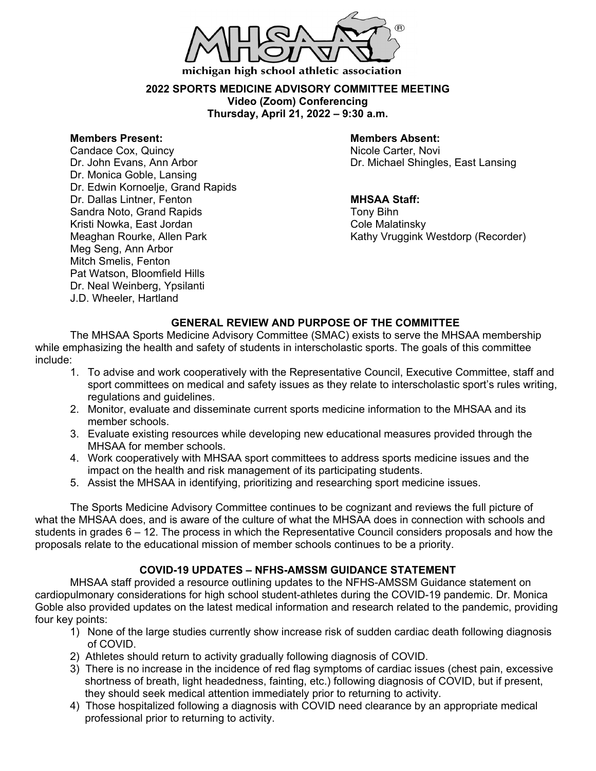michigan high school athletic association

# 2022 SPORTS MEDICINE ADVISORY COMMITTEE MEETING

**Video (Zoom) Conferencing**
**Thursday, April 21, 2022 – 9:30 a.m.**

**Members Present:**
Candace Cox, Quincy
Dr. John Evans, Ann Arbor
Dr. Monica Goble, Lansing
Dr. Edwin Kornoelje, Grand Rapids
Dr. Dallas Lintner, Fenton
Sandra Noto, Grand Rapids
Kristi Nowka, East Jordan
Meaghan Rourke, Allen Park
Meg Seng, Ann Arbor
Mitch Smelis, Fenton
Pat Watson, Bloomfield Hills
Dr. Neal Weinberg, Ypsilanti
J.D. Wheeler, Hartland

**Members Absent:**
Nicole Carter, Novi
Dr. Michael Shingles, East Lansing

**MHSAA Staff:**
Tony Bihn
Cole Malatinsky
Kathy Vruggink Westdorp (Recorder)

## GENERAL REVIEW AND PURPOSE OF THE COMMITTEE

The MHSAA Sports Medicine Advisory Committee (SMAC) exists to serve the MHSAA membership while emphasizing the health and safety of students in interscholastic sports. The goals of this committee include:

1. To advise and work cooperatively with the Representative Council, Executive Committee, staff and sport committees on medical and safety issues as they relate to interscholastic sport's rules writing, regulations and guidelines.
2. Monitor, evaluate and disseminate current sports medicine information to the MHSAA and its member schools.
3. Evaluate existing resources while developing new educational measures provided through the MHSAA for member schools.
4. Work cooperatively with MHSAA sport committees to address sports medicine issues and the impact on the health and risk management of its participating students.
5. Assist the MHSAA in identifying, prioritizing and researching sport medicine issues.

The Sports Medicine Advisory Committee continues to be cognizant and reviews the full picture of what the MHSAA does, and is aware of the culture of what the MHSAA does in connection with schools and students in grades 6 – 12. The process in which the Representative Council considers proposals and how the proposals relate to the educational mission of member schools continues to be a priority.

## COVID-19 UPDATES – NFHS-AMSSM GUIDANCE STATEMENT

MHSAA staff provided a resource outlining updates to the NFHS-AMSSM Guidance statement on cardiopulmonary considerations for high school student-athletes during the COVID-19 pandemic. Dr. Monica Goble also provided updates on the latest medical information and research related to the pandemic, providing four key points:

1) None of the large studies currently show increase risk of sudden cardiac death following diagnosis of COVID.
2) Athletes should return to activity gradually following diagnosis of COVID.
3) There is no increase in the incidence of red flag symptoms of cardiac issues (chest pain, excessive shortness of breath, light headedness, fainting, etc.) following diagnosis of COVID, but if present, they should seek medical attention immediately prior to returning to activity.
4) Those hospitalized following a diagnosis with COVID need clearance by an appropriate medical professional prior to returning to activity.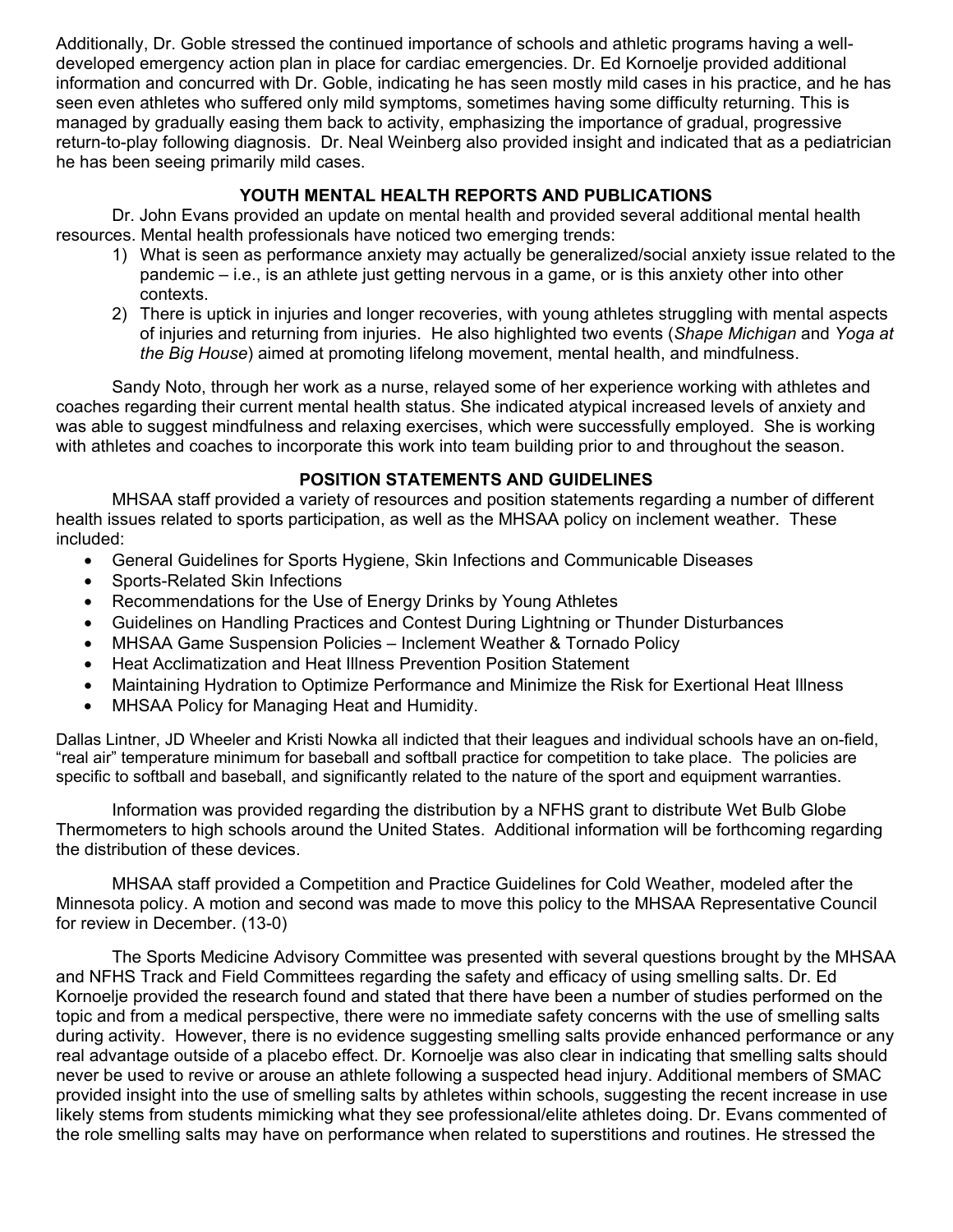Additionally, Dr. Goble stressed the continued importance of schools and athletic programs having a well-developed emergency action plan in place for cardiac emergencies. Dr. Ed Kornoelje provided additional information and concurred with Dr. Goble, indicating he has seen mostly mild cases in his practice, and he has seen even athletes who suffered only mild symptoms, sometimes having some difficulty returning. This is managed by gradually easing them back to activity, emphasizing the importance of gradual, progressive return-to-play following diagnosis. Dr. Neal Weinberg also provided insight and indicated that as a pediatrician he has been seeing primarily mild cases.

## YOUTH MENTAL HEALTH REPORTS AND PUBLICATIONS

Dr. John Evans provided an update on mental health and provided several additional mental health resources. Mental health professionals have noticed two emerging trends:

1) What is seen as performance anxiety may actually be generalized/social anxiety issue related to the pandemic – i.e., is an athlete just getting nervous in a game, or is this anxiety other into other contexts.
2) There is uptick in injuries and longer recoveries, with young athletes struggling with mental aspects of injuries and returning from injuries. He also highlighted two events (*Shape Michigan* and *Yoga at the Big House*) aimed at promoting lifelong movement, mental health, and mindfulness.

Sandy Noto, through her work as a nurse, relayed some of her experience working with athletes and coaches regarding their current mental health status. She indicated atypical increased levels of anxiety and was able to suggest mindfulness and relaxing exercises, which were successfully employed. She is working with athletes and coaches to incorporate this work into team building prior to and throughout the season.

## POSITION STATEMENTS AND GUIDELINES

MHSAA staff provided a variety of resources and position statements regarding a number of different health issues related to sports participation, as well as the MHSAA policy on inclement weather. These included:

- General Guidelines for Sports Hygiene, Skin Infections and Communicable Diseases
- Sports-Related Skin Infections
- Recommendations for the Use of Energy Drinks by Young Athletes
- Guidelines on Handling Practices and Contest During Lightning or Thunder Disturbances
- MHSAA Game Suspension Policies – Inclement Weather & Tornado Policy
- Heat Acclimatization and Heat Illness Prevention Position Statement
- Maintaining Hydration to Optimize Performance and Minimize the Risk for Exertional Heat Illness
- MHSAA Policy for Managing Heat and Humidity.

Dallas Lintner, JD Wheeler and Kristi Nowka all indicted that their leagues and individual schools have an on-field, "real air" temperature minimum for baseball and softball practice for competition to take place. The policies are specific to softball and baseball, and significantly related to the nature of the sport and equipment warranties.

Information was provided regarding the distribution by a NFHS grant to distribute Wet Bulb Globe Thermometers to high schools around the United States. Additional information will be forthcoming regarding the distribution of these devices.

MHSAA staff provided a Competition and Practice Guidelines for Cold Weather, modeled after the Minnesota policy. A motion and second was made to move this policy to the MHSAA Representative Council for review in December. (13-0)

The Sports Medicine Advisory Committee was presented with several questions brought by the MHSAA and NFHS Track and Field Committees regarding the safety and efficacy of using smelling salts. Dr. Ed Kornoelje provided the research found and stated that there have been a number of studies performed on the topic and from a medical perspective, there were no immediate safety concerns with the use of smelling salts during activity. However, there is no evidence suggesting smelling salts provide enhanced performance or any real advantage outside of a placebo effect. Dr. Kornoelje was also clear in indicating that smelling salts should never be used to revive or arouse an athlete following a suspected head injury. Additional members of SMAC provided insight into the use of smelling salts by athletes within schools, suggesting the recent increase in use likely stems from students mimicking what they see professional/elite athletes doing. Dr. Evans commented of the role smelling salts may have on performance when related to superstitions and routines. He stressed the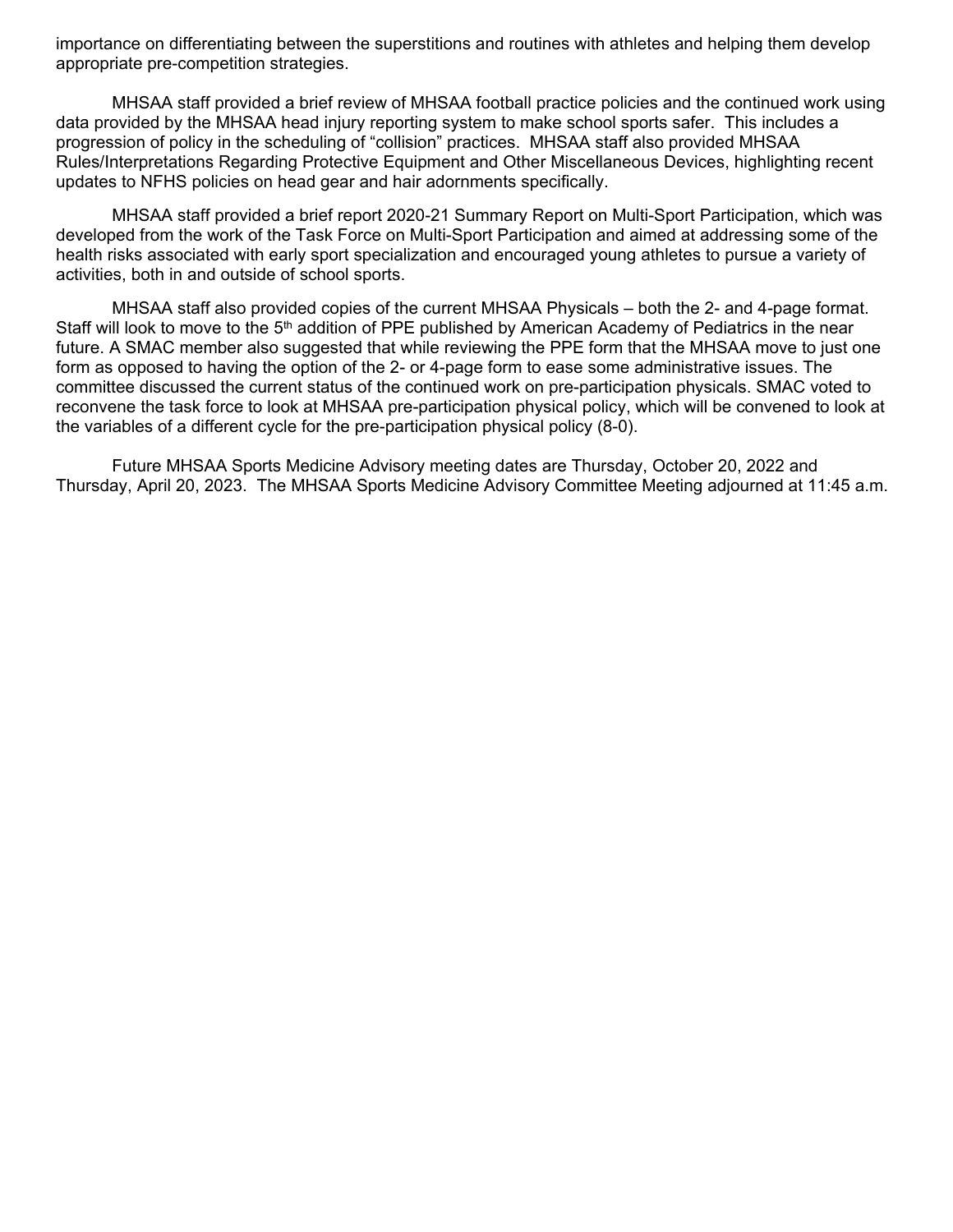importance on differentiating between the superstitions and routines with athletes and helping them develop appropriate pre-competition strategies.

MHSAA staff provided a brief review of MHSAA football practice policies and the continued work using data provided by the MHSAA head injury reporting system to make school sports safer. This includes a progression of policy in the scheduling of "collision" practices. MHSAA staff also provided MHSAA Rules/Interpretations Regarding Protective Equipment and Other Miscellaneous Devices, highlighting recent updates to NFHS policies on head gear and hair adornments specifically.

MHSAA staff provided a brief report 2020-21 Summary Report on Multi-Sport Participation, which was developed from the work of the Task Force on Multi-Sport Participation and aimed at addressing some of the health risks associated with early sport specialization and encouraged young athletes to pursue a variety of activities, both in and outside of school sports.

MHSAA staff also provided copies of the current MHSAA Physicals – both the 2- and 4-page format. Staff will look to move to the 5th addition of PPE published by American Academy of Pediatrics in the near future. A SMAC member also suggested that while reviewing the PPE form that the MHSAA move to just one form as opposed to having the option of the 2- or 4-page form to ease some administrative issues. The committee discussed the current status of the continued work on pre-participation physicals. SMAC voted to reconvene the task force to look at MHSAA pre-participation physical policy, which will be convened to look at the variables of a different cycle for the pre-participation physical policy (8-0).

Future MHSAA Sports Medicine Advisory meeting dates are Thursday, October 20, 2022 and Thursday, April 20, 2023. The MHSAA Sports Medicine Advisory Committee Meeting adjourned at 11:45 a.m.